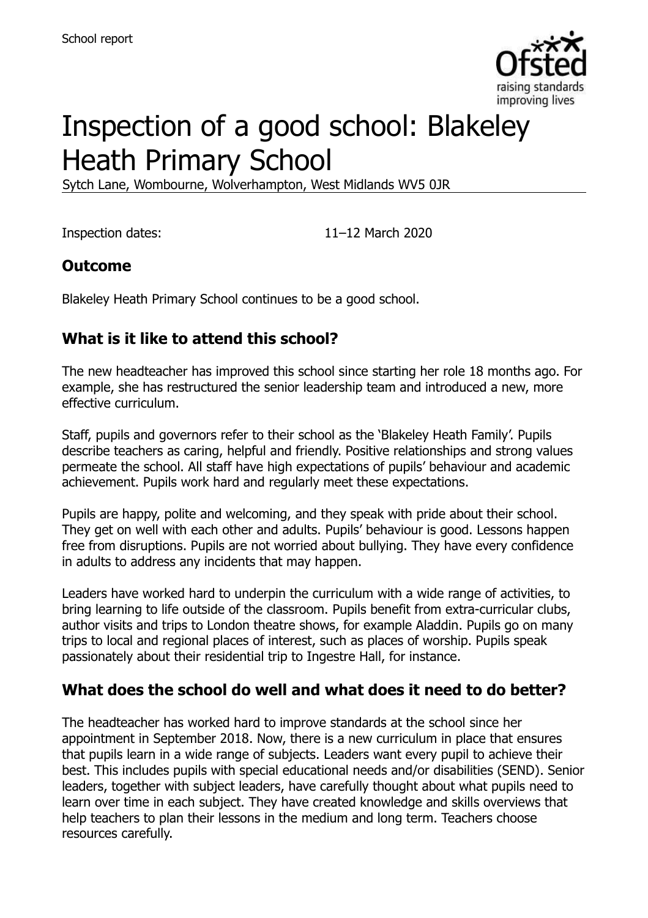# Inspection of a good school: Blakeley Heath Primary School

Sytch Lane, Wombourne, Wolverhampton, West Midlands WV5 0JR

Inspection dates: 11–12 March 2020

## Outcome

Blakeley Heath Primary School continues to be a good school.

## What is it like to attend this school?

The new headteacher has improved this school since starting her role 18 months ago. For example, she has restructured the senior leadership team and introduced a new, more effective curriculum.

Staff, pupils and governors refer to their school as the 'Blakeley Heath Family'. Pupils describe teachers as caring, helpful and friendly. Positive relationships and strong values permeate the school. All staff have high expectations of pupils' behaviour and academic achievement. Pupils work hard and regularly meet these expectations.

Pupils are happy, polite and welcoming, and they speak with pride about their school. They get on well with each other and adults. Pupils' behaviour is good. Lessons happen free from disruptions. Pupils are not worried about bullying. They have every confidence in adults to address any incidents that may happen.

Leaders have worked hard to underpin the curriculum with a wide range of activities, to bring learning to life outside of the classroom. Pupils benefit from extra-curricular clubs, author visits and trips to London theatre shows, for example Aladdin. Pupils go on many trips to local and regional places of interest, such as places of worship. Pupils speak passionately about their residential trip to Ingestre Hall, for instance.

## What does the school do well and what does it need to do better?

The headteacher has worked hard to improve standards at the school since her appointment in September 2018. Now, there is a new curriculum in place that ensures that pupils learn in a wide range of subjects. Leaders want every pupil to achieve their best. This includes pupils with special educational needs and/or disabilities (SEND). Senior leaders, together with subject leaders, have carefully thought about what pupils need to learn over time in each subject. They have created knowledge and skills overviews that help teachers to plan their lessons in the medium and long term. Teachers choose resources carefully.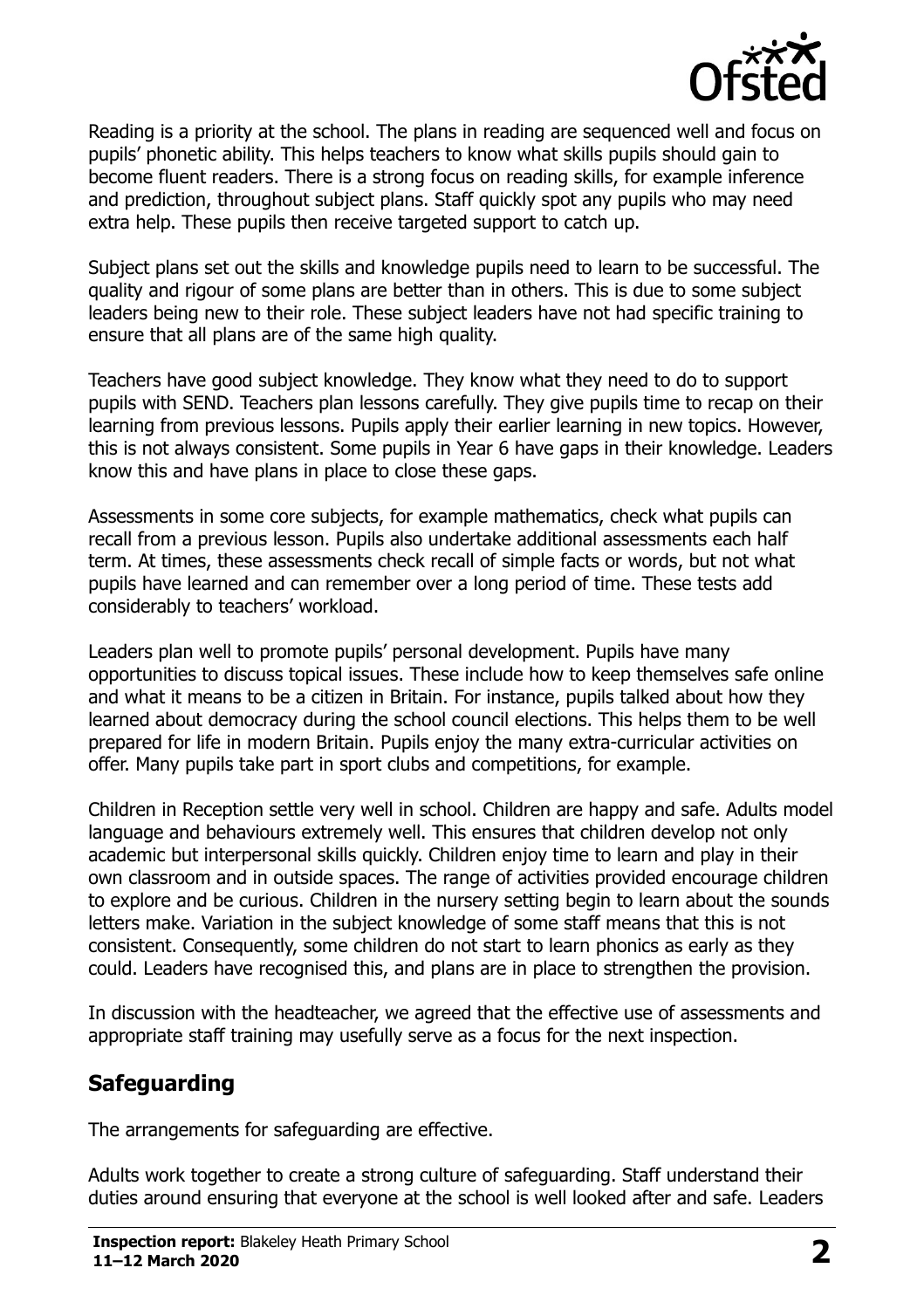Reading is a priority at the school. The plans in reading are sequenced well and focus on pupils' phonetic ability. This helps teachers to know what skills pupils should gain to become fluent readers. There is a strong focus on reading skills, for example inference and prediction, throughout subject plans. Staff quickly spot any pupils who may need extra help. These pupils then receive targeted support to catch up.

Subject plans set out the skills and knowledge pupils need to learn to be successful. The quality and rigour of some plans are better than in others. This is due to some subject leaders being new to their role. These subject leaders have not had specific training to ensure that all plans are of the same high quality.

Teachers have good subject knowledge. They know what they need to do to support pupils with SEND. Teachers plan lessons carefully. They give pupils time to recap on their learning from previous lessons. Pupils apply their earlier learning in new topics. However, this is not always consistent. Some pupils in Year 6 have gaps in their knowledge. Leaders know this and have plans in place to close these gaps.

Assessments in some core subjects, for example mathematics, check what pupils can recall from a previous lesson. Pupils also undertake additional assessments each half term. At times, these assessments check recall of simple facts or words, but not what pupils have learned and can remember over a long period of time. These tests add considerably to teachers' workload.

Leaders plan well to promote pupils' personal development. Pupils have many opportunities to discuss topical issues. These include how to keep themselves safe online and what it means to be a citizen in Britain. For instance, pupils talked about how they learned about democracy during the school council elections. This helps them to be well prepared for life in modern Britain. Pupils enjoy the many extra-curricular activities on offer. Many pupils take part in sport clubs and competitions, for example.

Children in Reception settle very well in school. Children are happy and safe. Adults model language and behaviours extremely well. This ensures that children develop not only academic but interpersonal skills quickly. Children enjoy time to learn and play in their own classroom and in outside spaces. The range of activities provided encourage children to explore and be curious. Children in the nursery setting begin to learn about the sounds letters make. Variation in the subject knowledge of some staff means that this is not consistent. Consequently, some children do not start to learn phonics as early as they could. Leaders have recognised this, and plans are in place to strengthen the provision.

In discussion with the headteacher, we agreed that the effective use of assessments and appropriate staff training may usefully serve as a focus for the next inspection.

## Safeguarding

The arrangements for safeguarding are effective.

Adults work together to create a strong culture of safeguarding. Staff understand their duties around ensuring that everyone at the school is well looked after and safe. Leaders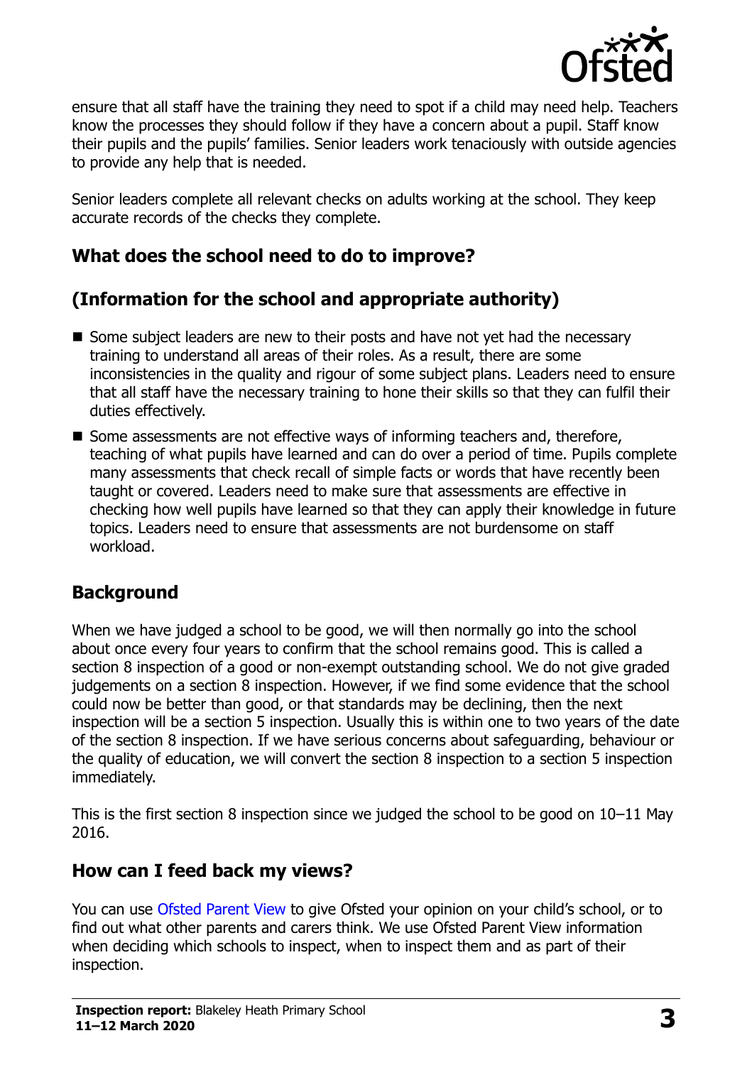ensure that all staff have the training they need to spot if a child may need help. Teachers know the processes they should follow if they have a concern about a pupil. Staff know their pupils and the pupils' families. Senior leaders work tenaciously with outside agencies to provide any help that is needed.

Senior leaders complete all relevant checks on adults working at the school. They keep accurate records of the checks they complete.

## What does the school need to do to improve?

## (Information for the school and appropriate authority)

- Some subject leaders are new to their posts and have not yet had the necessary training to understand all areas of their roles. As a result, there are some inconsistencies in the quality and rigour of some subject plans. Leaders need to ensure that all staff have the necessary training to hone their skills so that they can fulfil their duties effectively.
- Some assessments are not effective ways of informing teachers and, therefore, teaching of what pupils have learned and can do over a period of time. Pupils complete many assessments that check recall of simple facts or words that have recently been taught or covered. Leaders need to make sure that assessments are effective in checking how well pupils have learned so that they can apply their knowledge in future topics. Leaders need to ensure that assessments are not burdensome on staff workload.

## Background

When we have judged a school to be good, we will then normally go into the school about once every four years to confirm that the school remains good. This is called a section 8 inspection of a good or non-exempt outstanding school. We do not give graded judgements on a section 8 inspection. However, if we find some evidence that the school could now be better than good, or that standards may be declining, then the next inspection will be a section 5 inspection. Usually this is within one to two years of the date of the section 8 inspection. If we have serious concerns about safeguarding, behaviour or the quality of education, we will convert the section 8 inspection to a section 5 inspection immediately.

This is the first section 8 inspection since we judged the school to be good on 10–11 May 2016.

## How can I feed back my views?

You can use Ofsted Parent View to give Ofsted your opinion on your child's school, or to find out what other parents and carers think. We use Ofsted Parent View information when deciding which schools to inspect, when to inspect them and as part of their inspection.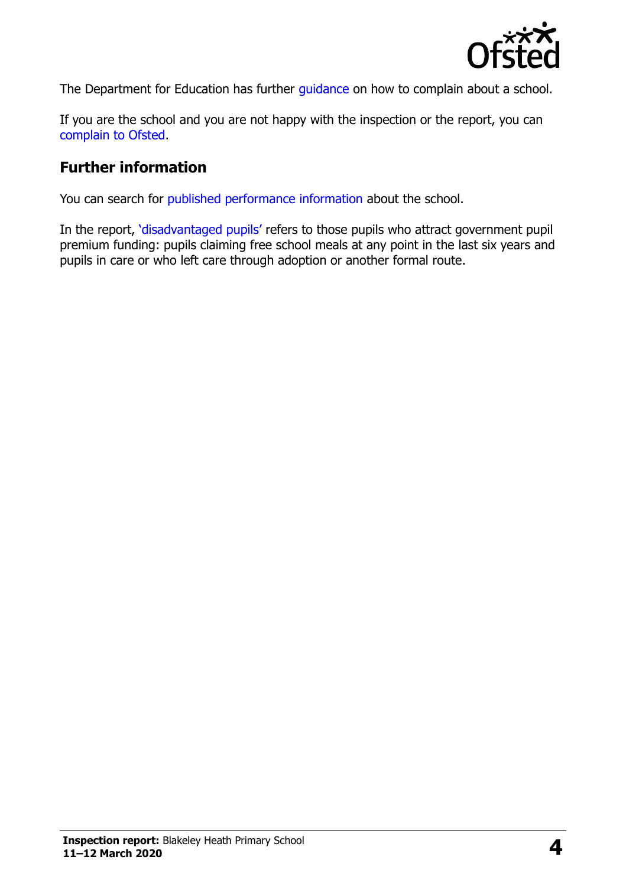The Department for Education has further guidance on how to complain about a school.

If you are the school and you are not happy with the inspection or the report, you can complain to Ofsted.

## Further information

You can search for published performance information about the school.

In the report, 'disadvantaged pupils' refers to those pupils who attract government pupil premium funding: pupils claiming free school meals at any point in the last six years and pupils in care or who left care through adoption or another formal route.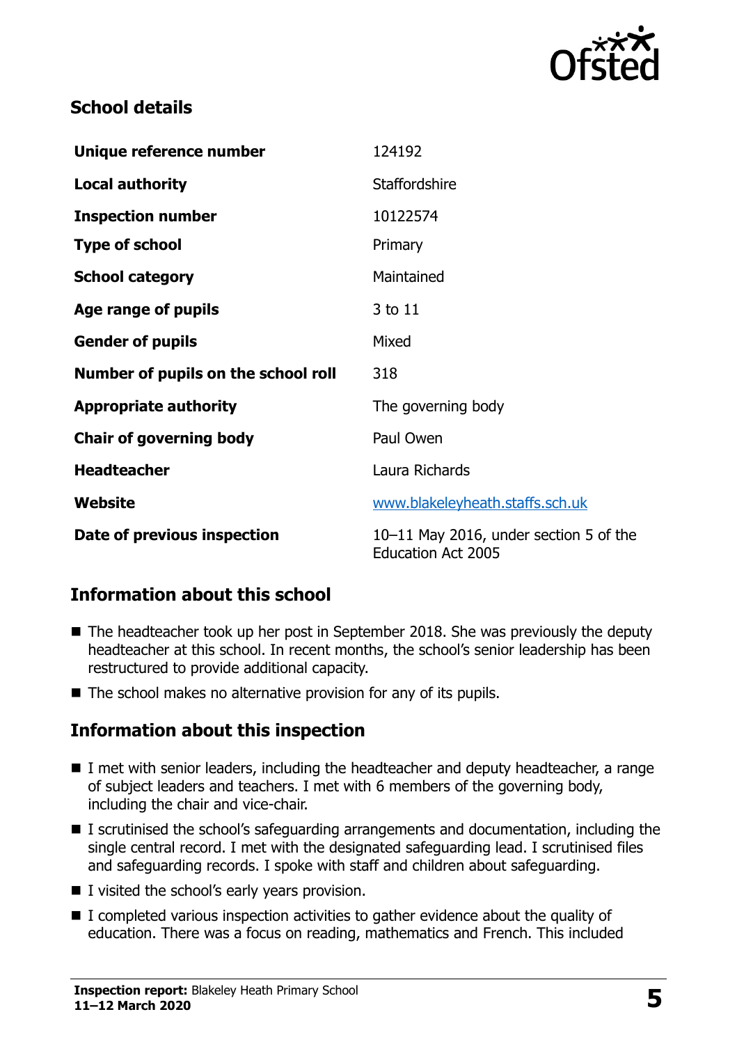## School details

| | |
|---|---|
| **Unique reference number** | 124192 |
| **Local authority** | Staffordshire |
| **Inspection number** | 10122574 |
| **Type of school** | Primary |
| **School category** | Maintained |
| **Age range of pupils** | 3 to 11 |
| **Gender of pupils** | Mixed |
| **Number of pupils on the school roll** | 318 |
| **Appropriate authority** | The governing body |
| **Chair of governing body** | Paul Owen |
| **Headteacher** | Laura Richards |
| **Website** | www.blakeleyheath.staffs.sch.uk |
| **Date of previous inspection** | 10–11 May 2016, under section 5 of the Education Act 2005 |

## Information about this school

- The headteacher took up her post in September 2018. She was previously the deputy headteacher at this school. In recent months, the school's senior leadership has been restructured to provide additional capacity.
- The school makes no alternative provision for any of its pupils.

## Information about this inspection

- I met with senior leaders, including the headteacher and deputy headteacher, a range of subject leaders and teachers. I met with 6 members of the governing body, including the chair and vice-chair.
- I scrutinised the school's safeguarding arrangements and documentation, including the single central record. I met with the designated safeguarding lead. I scrutinised files and safeguarding records. I spoke with staff and children about safeguarding.
- I visited the school's early years provision.
- I completed various inspection activities to gather evidence about the quality of education. There was a focus on reading, mathematics and French. This included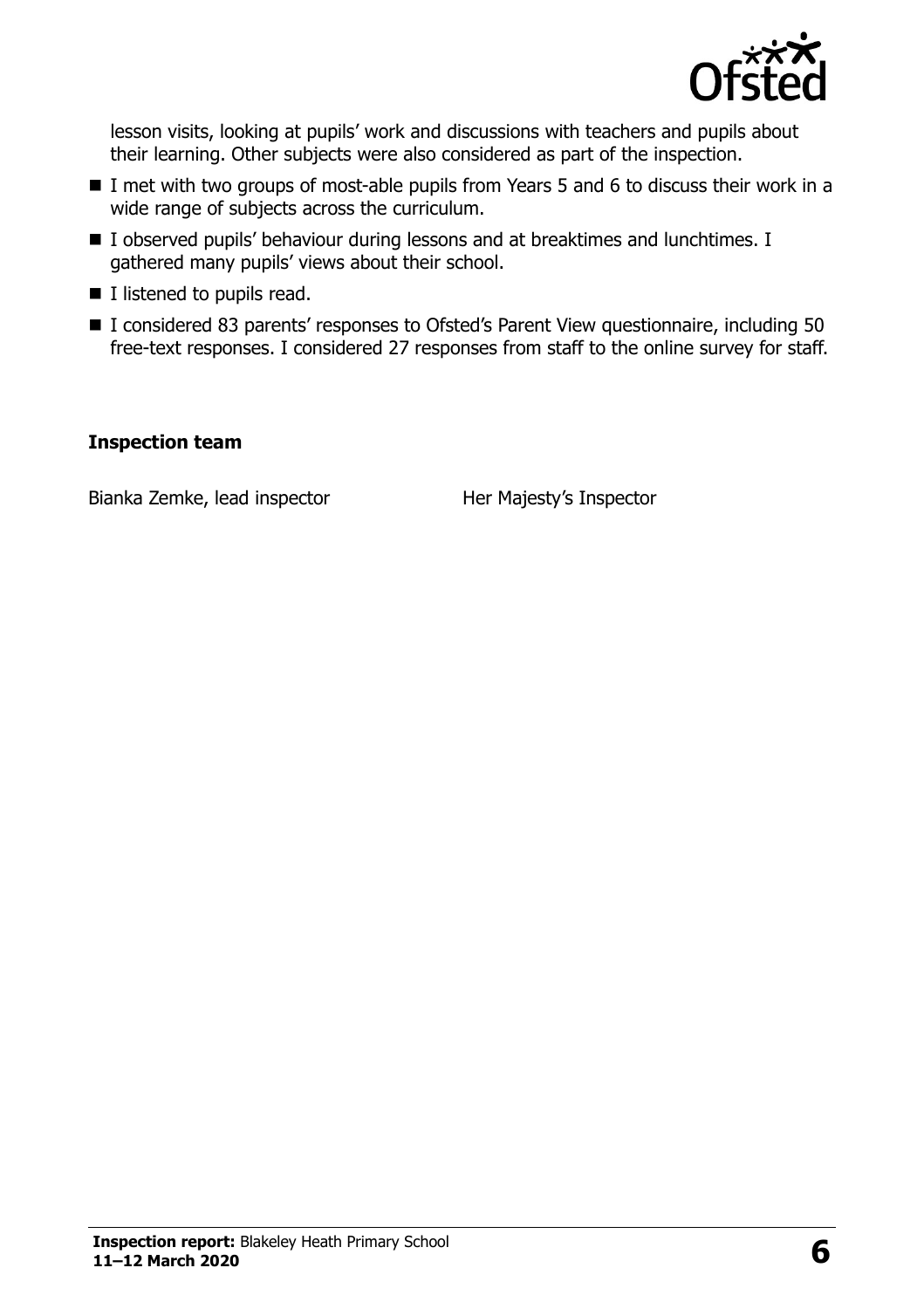lesson visits, looking at pupils' work and discussions with teachers and pupils about their learning. Other subjects were also considered as part of the inspection.

- I met with two groups of most-able pupils from Years 5 and 6 to discuss their work in a wide range of subjects across the curriculum.
- I observed pupils' behaviour during lessons and at breaktimes and lunchtimes. I gathered many pupils' views about their school.
- I listened to pupils read.
- I considered 83 parents' responses to Ofsted's Parent View questionnaire, including 50 free-text responses. I considered 27 responses from staff to the online survey for staff.

### Inspection team

| | |
|---|---|
| Bianka Zemke, lead inspector | Her Majesty's Inspector |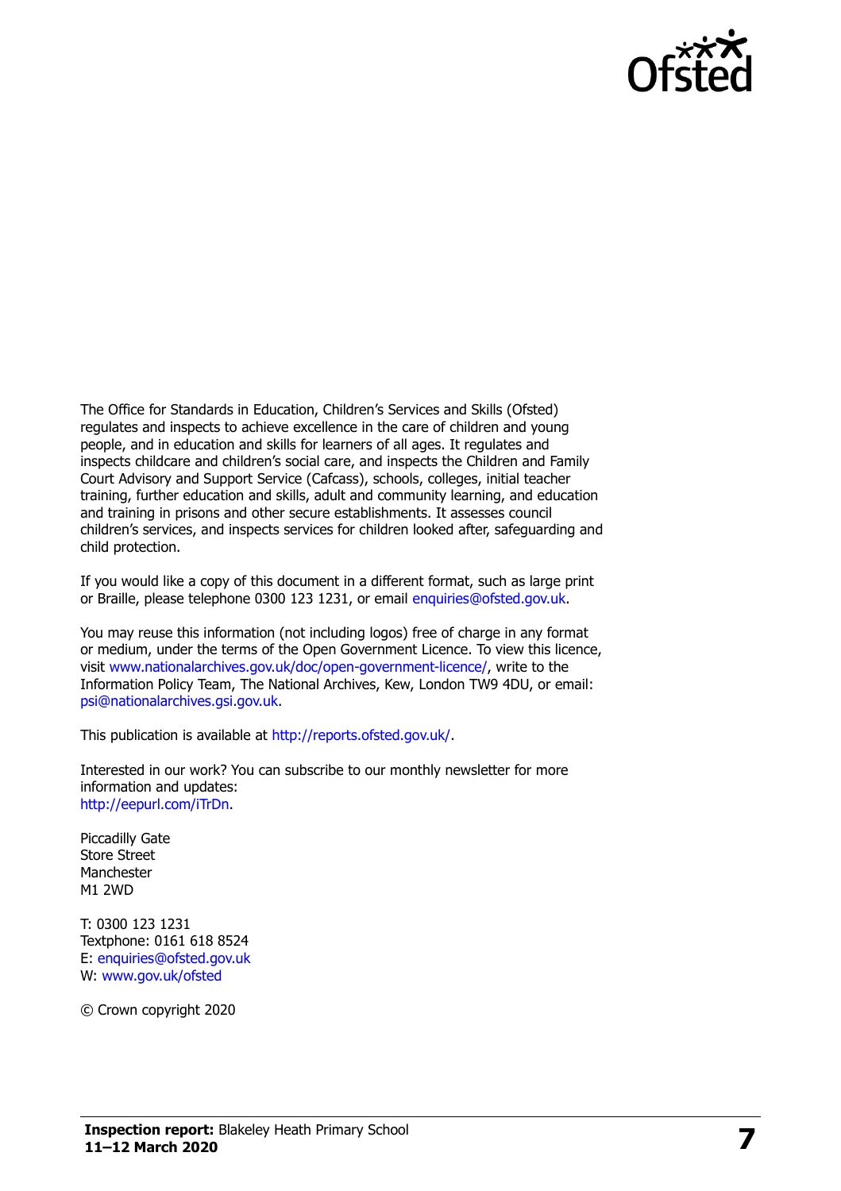The Office for Standards in Education, Children's Services and Skills (Ofsted) regulates and inspects to achieve excellence in the care of children and young people, and in education and skills for learners of all ages. It regulates and inspects childcare and children's social care, and inspects the Children and Family Court Advisory and Support Service (Cafcass), schools, colleges, initial teacher training, further education and skills, adult and community learning, and education and training in prisons and other secure establishments. It assesses council children's services, and inspects services for children looked after, safeguarding and child protection.

If you would like a copy of this document in a different format, such as large print or Braille, please telephone 0300 123 1231, or email enquiries@ofsted.gov.uk.

You may reuse this information (not including logos) free of charge in any format or medium, under the terms of the Open Government Licence. To view this licence, visit www.nationalarchives.gov.uk/doc/open-government-licence/, write to the Information Policy Team, The National Archives, Kew, London TW9 4DU, or email: psi@nationalarchives.gsi.gov.uk.

This publication is available at http://reports.ofsted.gov.uk/.

Interested in our work? You can subscribe to our monthly newsletter for more information and updates:
http://eepurl.com/iTrDn.

Piccadilly Gate
Store Street
Manchester
M1 2WD

T: 0300 123 1231
Textphone: 0161 618 8524
E: enquiries@ofsted.gov.uk
W: www.gov.uk/ofsted

© Crown copyright 2020